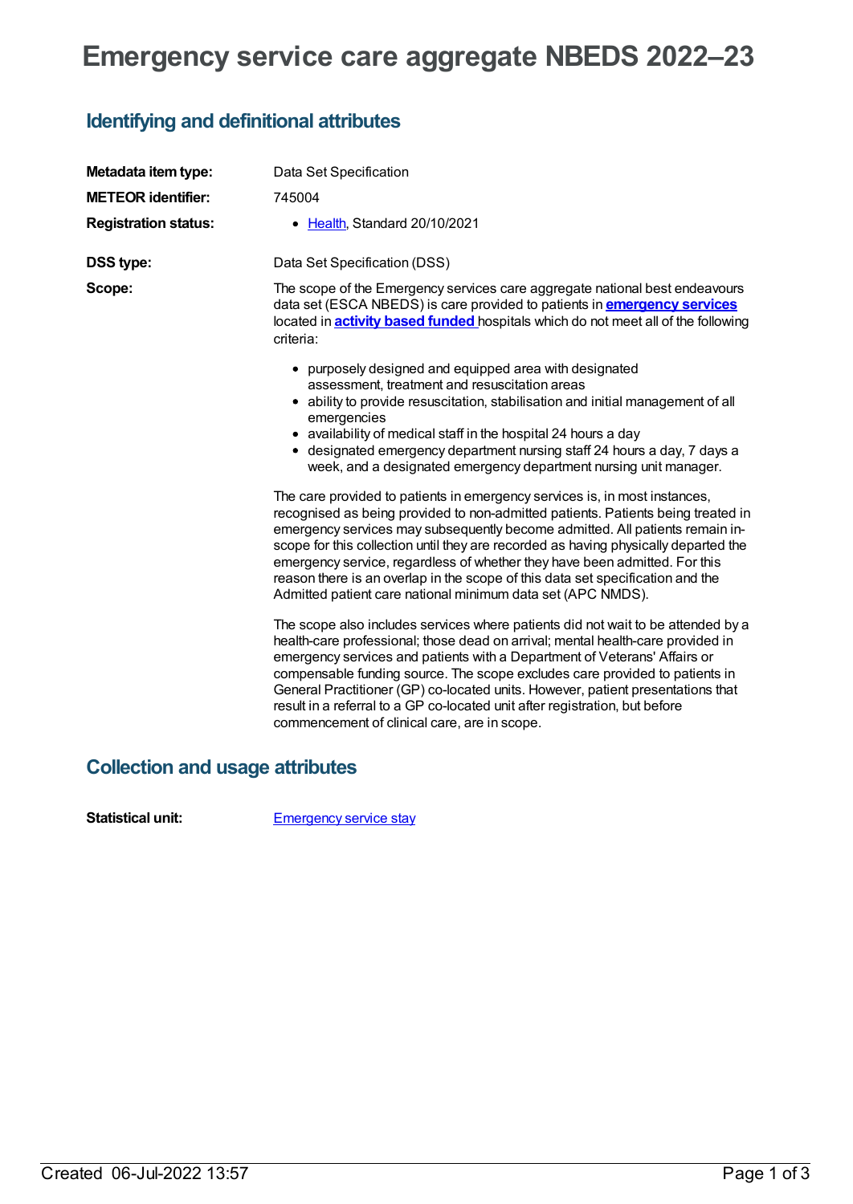# Emergency service care aggregate NBEDS 2022–23

## Identifying and definitional attributes

**Metadata item type:** Data Set Specification

**METEOR identifier:** 745004

**Registration status:**

- Health, Standard 20/10/2021

**DSS type:** Data Set Specification (DSS)

**Scope:** The scope of the Emergency services care aggregate national best endeavours data set (ESCA NBEDS) is care provided to patients in **emergency services** located in **activity based funded** hospitals which do not meet all of the following criteria:

- purposely designed and equipped area with designated assessment, treatment and resuscitation areas
- ability to provide resuscitation, stabilisation and initial management of all emergencies
- availability of medical staff in the hospital 24 hours a day
- designated emergency department nursing staff 24 hours a day, 7 days a week, and a designated emergency department nursing unit manager.

The care provided to patients in emergency services is, in most instances, recognised as being provided to non-admitted patients. Patients being treated in emergency services may subsequently become admitted. All patients remain in-scope for this collection until they are recorded as having physically departed the emergency service, regardless of whether they have been admitted. For this reason there is an overlap in the scope of this data set specification and the Admitted patient care national minimum data set (APC NMDS).

The scope also includes services where patients did not wait to be attended by a health-care professional; those dead on arrival; mental health-care provided in emergency services and patients with a Department of Veterans' Affairs or compensable funding source. The scope excludes care provided to patients in General Practitioner (GP) co-located units. However, patient presentations that result in a referral to a GP co-located unit after registration, but before commencement of clinical care, are in scope.

## Collection and usage attributes

**Statistical unit:** Emergency service stay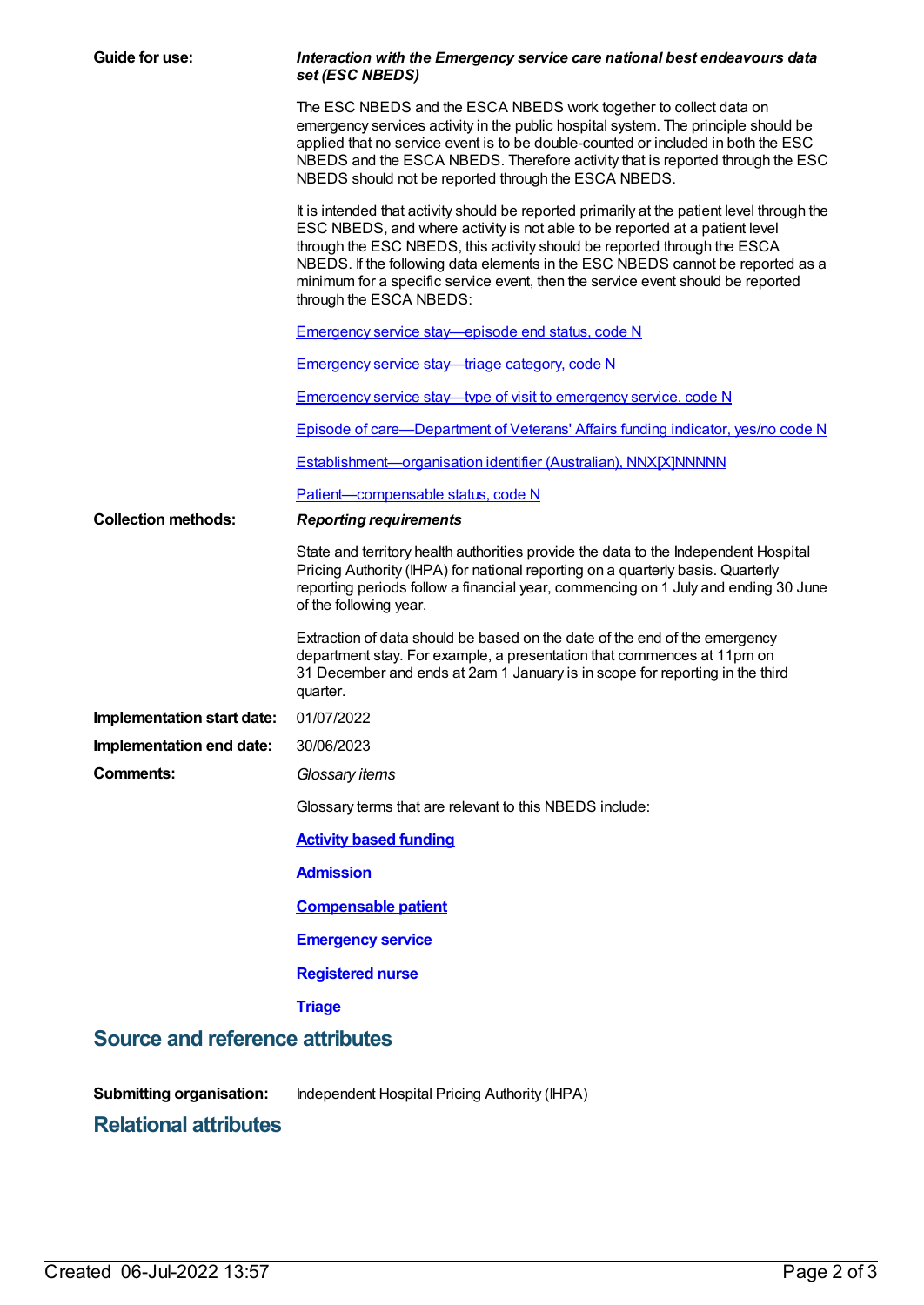**Guide for use:**

***Interaction with the Emergency service care national best endeavours data set (ESC NBEDS)***

The ESC NBEDS and the ESCA NBEDS work together to collect data on emergency services activity in the public hospital system. The principle should be applied that no service event is to be double-counted or included in both the ESC NBEDS and the ESCA NBEDS. Therefore activity that is reported through the ESC NBEDS should not be reported through the ESCA NBEDS.

It is intended that activity should be reported primarily at the patient level through the ESC NBEDS, and where activity is not able to be reported at a patient level through the ESC NBEDS, this activity should be reported through the ESCA NBEDS. If the following data elements in the ESC NBEDS cannot be reported as a minimum for a specific service event, then the service event should be reported through the ESCA NBEDS:

Emergency service stay—episode end status, code N

Emergency service stay—triage category, code N

Emergency service stay—type of visit to emergency service, code N

Episode of care—Department of Veterans' Affairs funding indicator, yes/no code N

Establishment—organisation identifier (Australian), NNX[X]NNNNN

Patient—compensable status, code N

**Collection methods:**

***Reporting requirements***

State and territory health authorities provide the data to the Independent Hospital Pricing Authority (IHPA) for national reporting on a quarterly basis. Quarterly reporting periods follow a financial year, commencing on 1 July and ending 30 June of the following year.

Extraction of data should be based on the date of the end of the emergency department stay. For example, a presentation that commences at 11pm on 31 December and ends at 2am 1 January is in scope for reporting in the third quarter.

**Implementation start date:** 01/07/2022

**Implementation end date:** 30/06/2023

**Comments:**

*Glossary items*

Glossary terms that are relevant to this NBEDS include:

**Activity based funding**

**Admission**

**Compensable patient**

**Emergency service**

**Registered nurse**

**Triage**

## Source and reference attributes

**Submitting organisation:** Independent Hospital Pricing Authority (IHPA)

## Relational attributes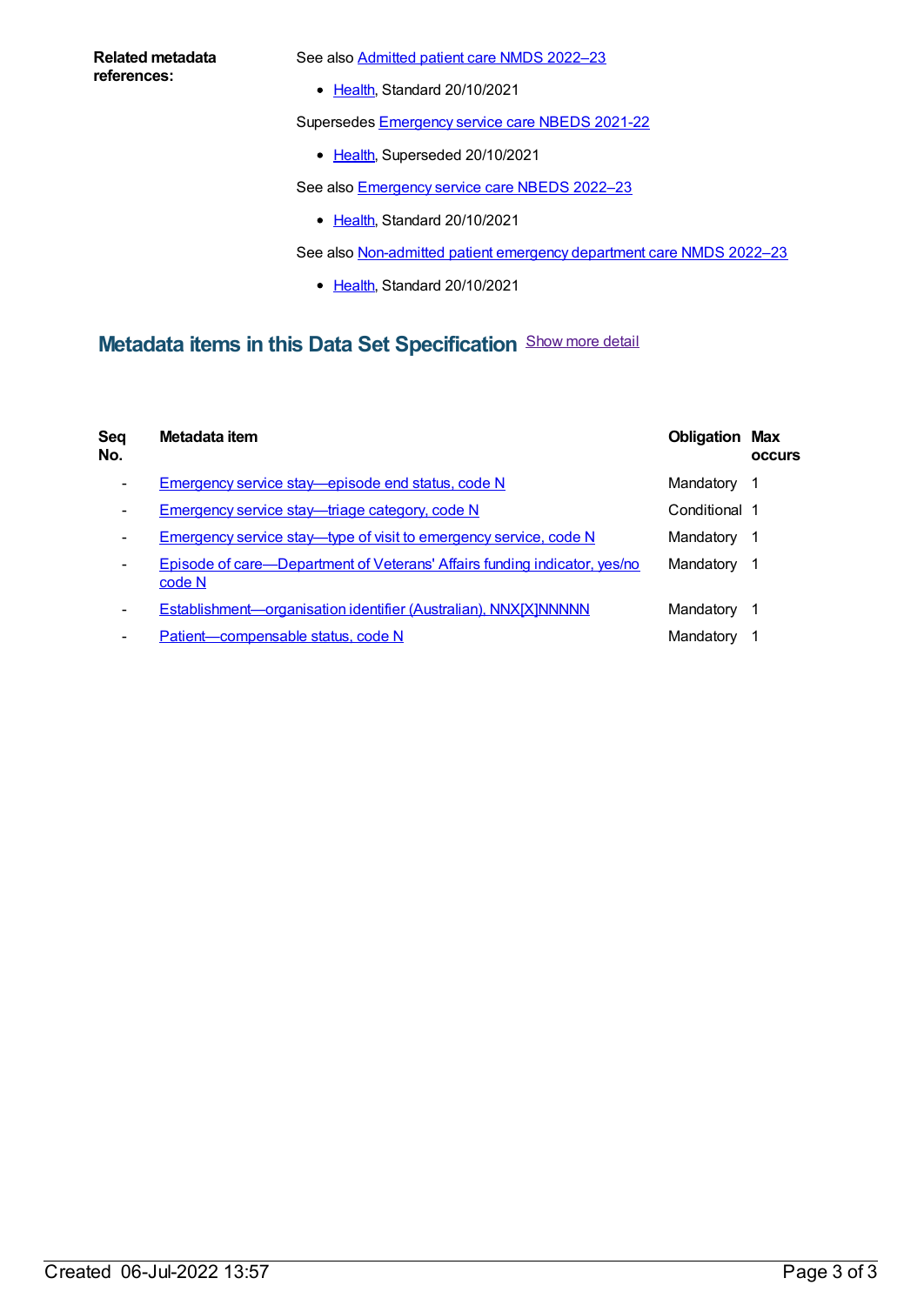**Related metadata references:**

See also Admitted patient care NMDS 2022–23

- Health, Standard 20/10/2021

Supersedes Emergency service care NBEDS 2021-22

- Health, Superseded 20/10/2021

See also Emergency service care NBEDS 2022–23

- Health, Standard 20/10/2021

See also Non-admitted patient emergency department care NMDS 2022–23

- Health, Standard 20/10/2021

## Metadata items in this Data Set Specification

Show more detail

| Seq No. | Metadata item | Obligation | Max occurs |
| --- | --- | --- | --- |
| - | Emergency service stay—episode end status, code N | Mandatory | 1 |
| - | Emergency service stay—triage category, code N | Conditional | 1 |
| - | Emergency service stay—type of visit to emergency service, code N | Mandatory | 1 |
| - | Episode of care—Department of Veterans' Affairs funding indicator, yes/no code N | Mandatory | 1 |
| - | Establishment—organisation identifier (Australian), NNX[X]NNNNN | Mandatory | 1 |
| - | Patient—compensable status, code N | Mandatory | 1 |